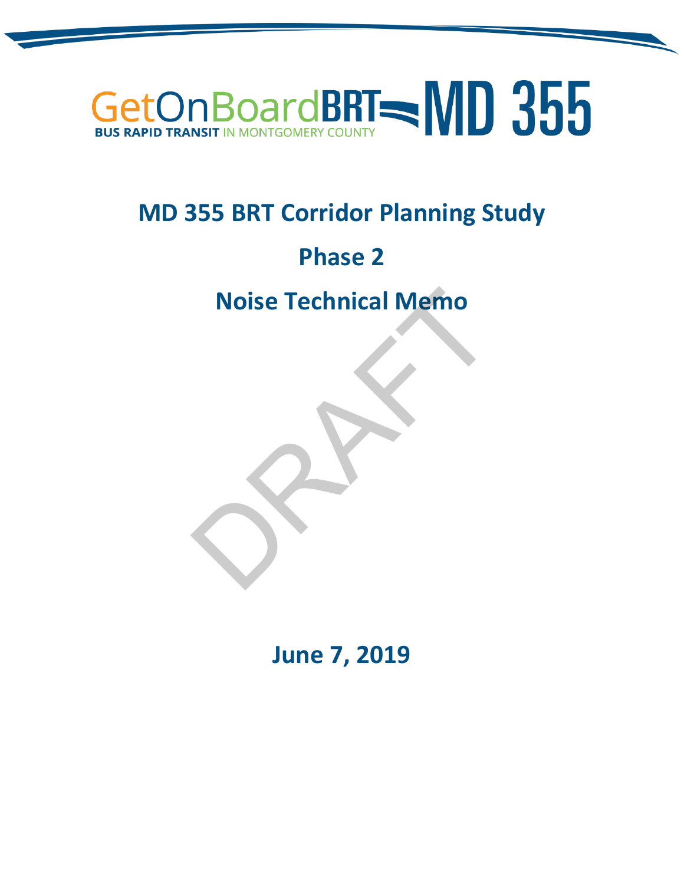GetOnBoardBRT MD 355

BUS RAPID TRANSIT IN MONTGOMERY COUNTY

# MD 355 BRT Corridor Planning Study

# Phase 2

# Noise Technical Memo

DRAFT

**June 7, 2019**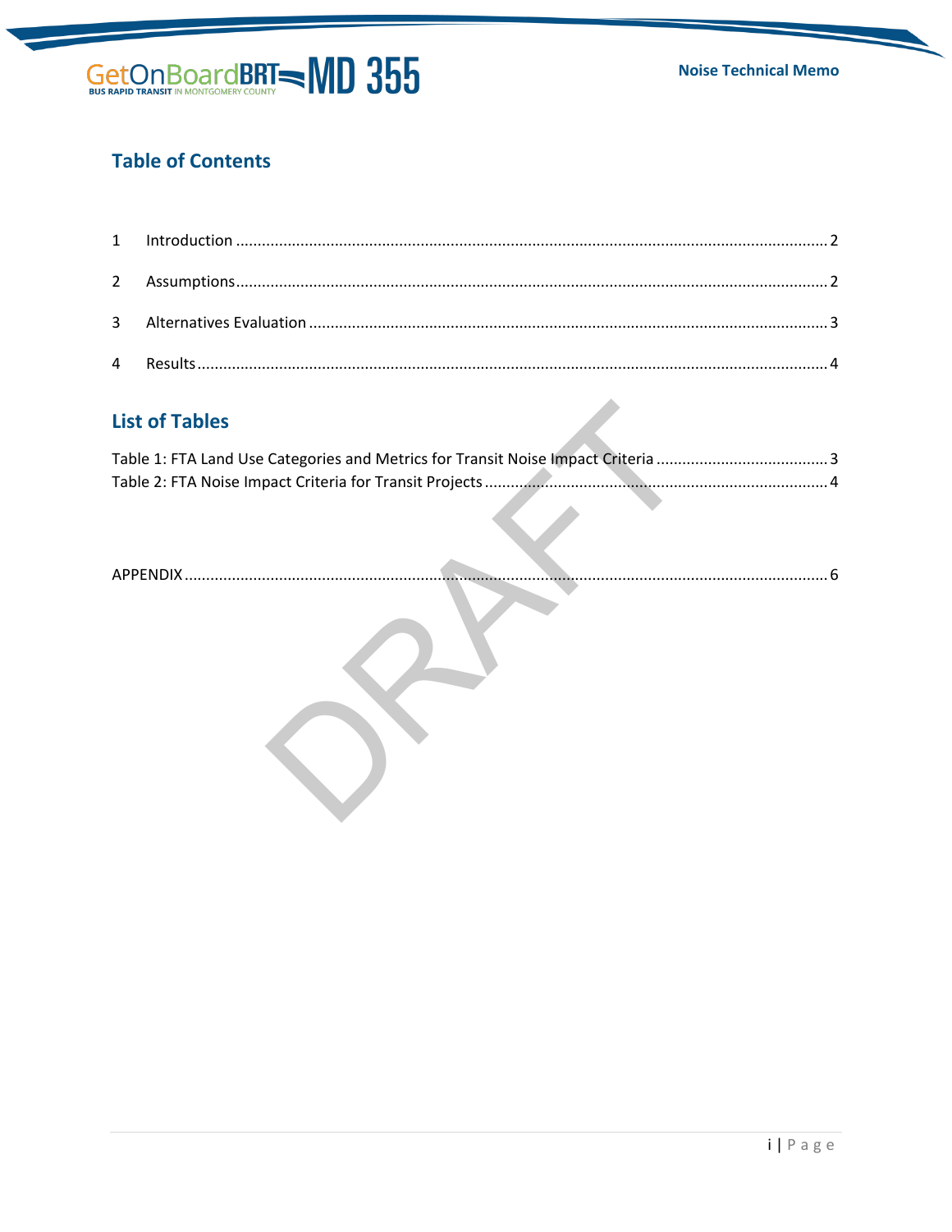## Table of Contents

1 Introduction ........................................................................ 2

2 Assumptions ........................................................................ 2

3 Alternatives Evaluation ........................................................................ 3

4 Results ........................................................................ 4

## List of Tables

Table 1: FTA Land Use Categories and Metrics for Transit Noise Impact Criteria ........................................ 3
Table 2: FTA Noise Impact Criteria for Transit Projects ........................................ 4

APPENDIX ........................................................................ 6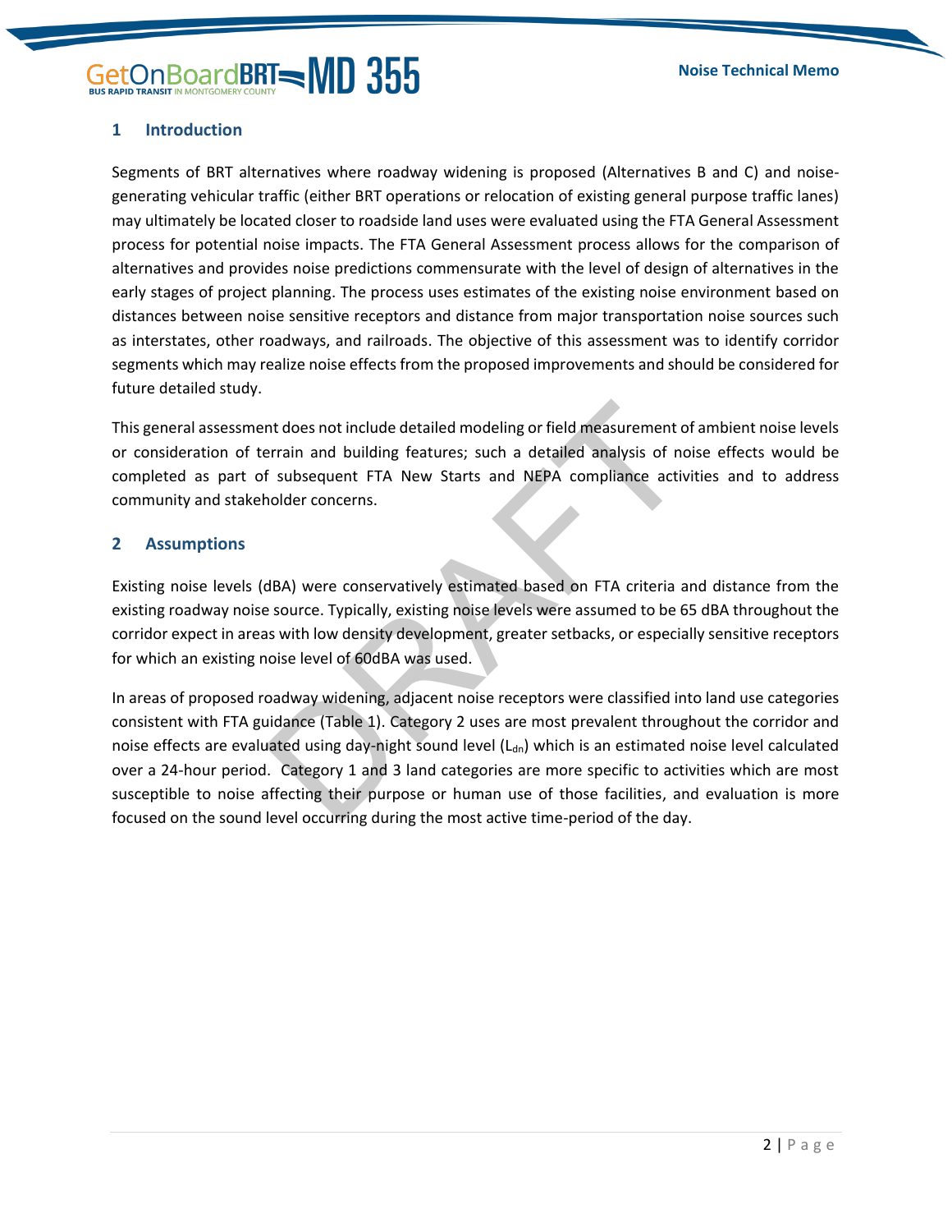## 1 Introduction

Segments of BRT alternatives where roadway widening is proposed (Alternatives B and C) and noise-generating vehicular traffic (either BRT operations or relocation of existing general purpose traffic lanes) may ultimately be located closer to roadside land uses were evaluated using the FTA General Assessment process for potential noise impacts. The FTA General Assessment process allows for the comparison of alternatives and provides noise predictions commensurate with the level of design of alternatives in the early stages of project planning. The process uses estimates of the existing noise environment based on distances between noise sensitive receptors and distance from major transportation noise sources such as interstates, other roadways, and railroads. The objective of this assessment was to identify corridor segments which may realize noise effects from the proposed improvements and should be considered for future detailed study.

This general assessment does not include detailed modeling or field measurement of ambient noise levels or consideration of terrain and building features; such a detailed analysis of noise effects would be completed as part of subsequent FTA New Starts and NEPA compliance activities and to address community and stakeholder concerns.

## 2 Assumptions

Existing noise levels (dBA) were conservatively estimated based on FTA criteria and distance from the existing roadway noise source. Typically, existing noise levels were assumed to be 65 dBA throughout the corridor expect in areas with low density development, greater setbacks, or especially sensitive receptors for which an existing noise level of 60dBA was used.

In areas of proposed roadway widening, adjacent noise receptors were classified into land use categories consistent with FTA guidance (Table 1). Category 2 uses are most prevalent throughout the corridor and noise effects are evaluated using day-night sound level ($L_{dn}$) which is an estimated noise level calculated over a 24-hour period. Category 1 and 3 land categories are more specific to activities which are most susceptible to noise affecting their purpose or human use of those facilities, and evaluation is more focused on the sound level occurring during the most active time-period of the day.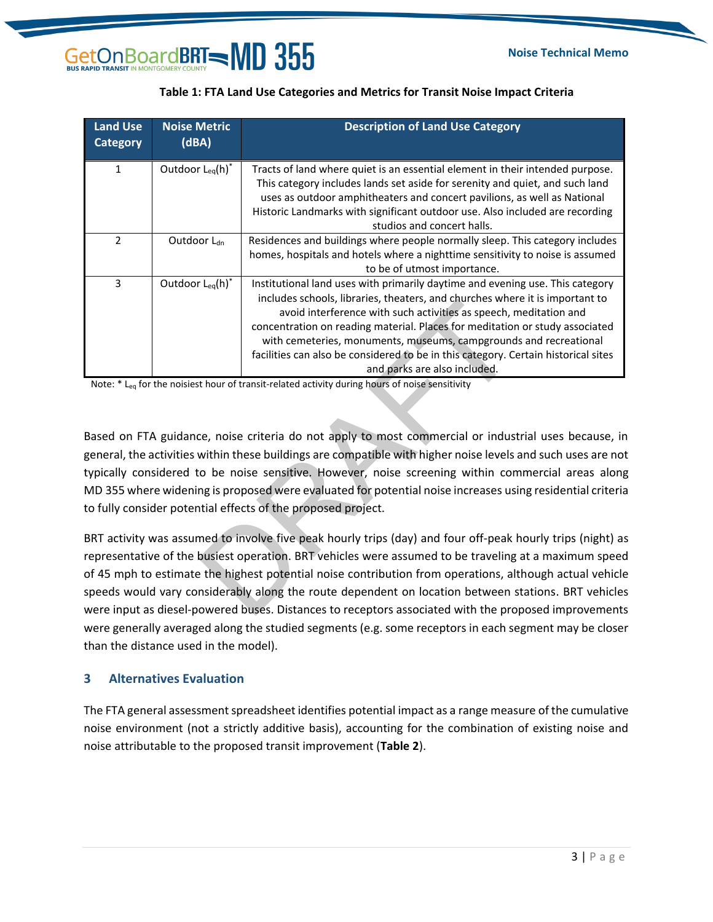**Table 1: FTA Land Use Categories and Metrics for Transit Noise Impact Criteria**

| Land Use Category | Noise Metric (dBA) | Description of Land Use Category |
|---|---|---|
| 1 | Outdoor $L_{eq}(h)^*$ | Tracts of land where quiet is an essential element in their intended purpose. This category includes lands set aside for serenity and quiet, and such land uses as outdoor amphitheaters and concert pavilions, as well as National Historic Landmarks with significant outdoor use. Also included are recording studios and concert halls. |
| 2 | Outdoor $L_{dn}$ | Residences and buildings where people normally sleep. This category includes homes, hospitals and hotels where a nighttime sensitivity to noise is assumed to be of utmost importance. |
| 3 | Outdoor $L_{eq}(h)^*$ | Institutional land uses with primarily daytime and evening use. This category includes schools, libraries, theaters, and churches where it is important to avoid interference with such activities as speech, meditation and concentration on reading material. Places for meditation or study associated with cemeteries, monuments, museums, campgrounds and recreational facilities can also be considered to be in this category. Certain historical sites and parks are also included. |

Note: * $L_{eq}$ for the noisiest hour of transit-related activity during hours of noise sensitivity

Based on FTA guidance, noise criteria do not apply to most commercial or industrial uses because, in general, the activities within these buildings are compatible with higher noise levels and such uses are not typically considered to be noise sensitive. However, noise screening within commercial areas along MD 355 where widening is proposed were evaluated for potential noise increases using residential criteria to fully consider potential effects of the proposed project.

BRT activity was assumed to involve five peak hourly trips (day) and four off-peak hourly trips (night) as representative of the busiest operation. BRT vehicles were assumed to be traveling at a maximum speed of 45 mph to estimate the highest potential noise contribution from operations, although actual vehicle speeds would vary considerably along the route dependent on location between stations. BRT vehicles were input as diesel-powered buses. Distances to receptors associated with the proposed improvements were generally averaged along the studied segments (e.g. some receptors in each segment may be closer than the distance used in the model).

## 3 Alternatives Evaluation

The FTA general assessment spreadsheet identifies potential impact as a range measure of the cumulative noise environment (not a strictly additive basis), accounting for the combination of existing noise and noise attributable to the proposed transit improvement (**Table 2**).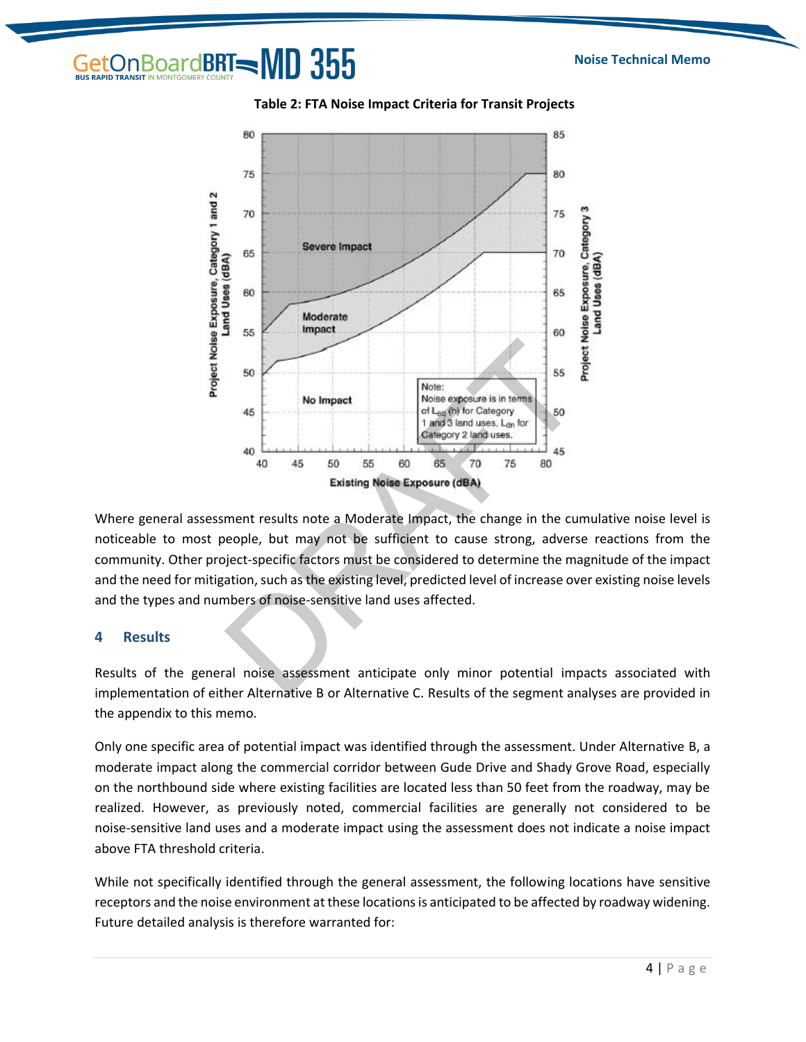**Table 2: FTA Noise Impact Criteria for Transit Projects**

Project Noise Exposure, Category 1 and 2 Land Uses (dBA)

80
75
70
65
60
55
50
45
40

Severe Impact

Moderate Impact

No Impact

Note:
Noise exposure is in terms of $L_{eq}$ (h) for Category 1 and 3 land uses, $L_{dn}$ for Category 2 land uses.

40 45 50 55 60 65 70 75 80

Existing Noise Exposure (dBA)

Project Noise Exposure, Category 3 Land Uses (dBA)

85
80
75
70
65
60
55
50
45

Where general assessment results note a Moderate Impact, the change in the cumulative noise level is noticeable to most people, but may not be sufficient to cause strong, adverse reactions from the community. Other project-specific factors must be considered to determine the magnitude of the impact and the need for mitigation, such as the existing level, predicted level of increase over existing noise levels and the types and numbers of noise-sensitive land uses affected.

## 4 Results

Results of the general noise assessment anticipate only minor potential impacts associated with implementation of either Alternative B or Alternative C. Results of the segment analyses are provided in the appendix to this memo.

Only one specific area of potential impact was identified through the assessment. Under Alternative B, a moderate impact along the commercial corridor between Gude Drive and Shady Grove Road, especially on the northbound side where existing facilities are located less than 50 feet from the roadway, may be realized. However, as previously noted, commercial facilities are generally not considered to be noise-sensitive land uses and a moderate impact using the assessment does not indicate a noise impact above FTA threshold criteria.

While not specifically identified through the general assessment, the following locations have sensitive receptors and the noise environment at these locations is anticipated to be affected by roadway widening. Future detailed analysis is therefore warranted for: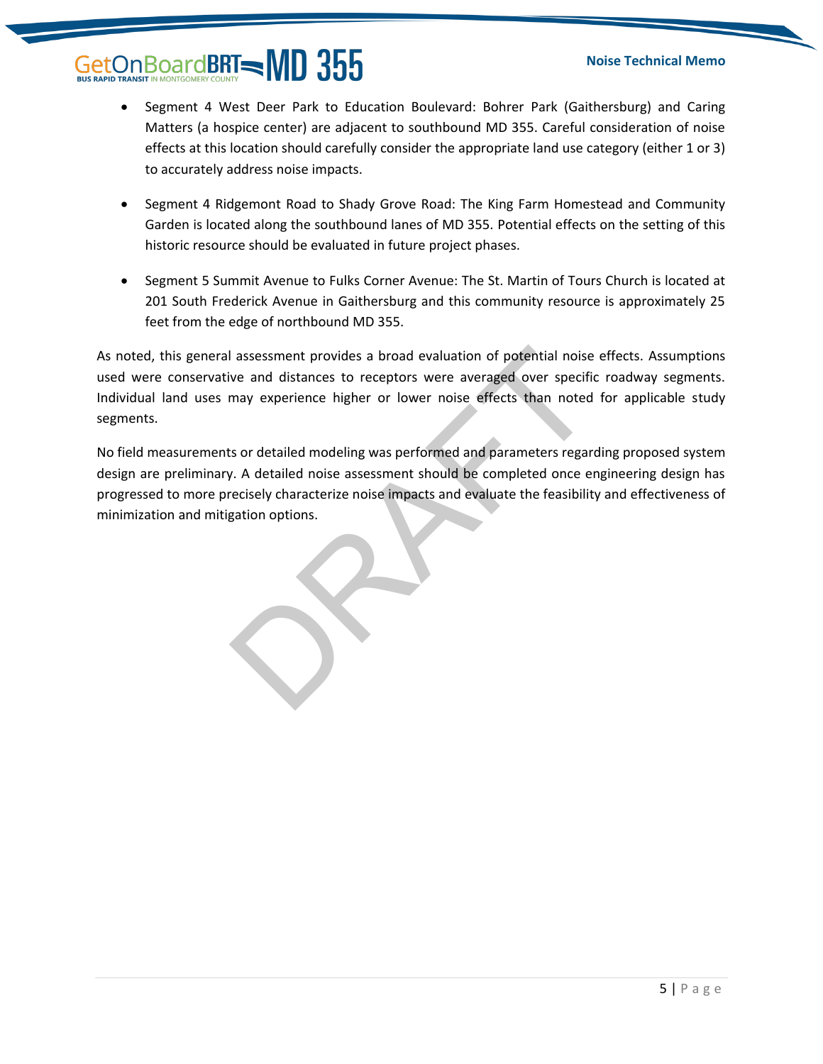- Segment 4 West Deer Park to Education Boulevard: Bohrer Park (Gaithersburg) and Caring Matters (a hospice center) are adjacent to southbound MD 355. Careful consideration of noise effects at this location should carefully consider the appropriate land use category (either 1 or 3) to accurately address noise impacts.

- Segment 4 Ridgemont Road to Shady Grove Road: The King Farm Homestead and Community Garden is located along the southbound lanes of MD 355. Potential effects on the setting of this historic resource should be evaluated in future project phases.

- Segment 5 Summit Avenue to Fulks Corner Avenue: The St. Martin of Tours Church is located at 201 South Frederick Avenue in Gaithersburg and this community resource is approximately 25 feet from the edge of northbound MD 355.

As noted, this general assessment provides a broad evaluation of potential noise effects. Assumptions used were conservative and distances to receptors were averaged over specific roadway segments. Individual land uses may experience higher or lower noise effects than noted for applicable study segments.

No field measurements or detailed modeling was performed and parameters regarding proposed system design are preliminary. A detailed noise assessment should be completed once engineering design has progressed to more precisely characterize noise impacts and evaluate the feasibility and effectiveness of minimization and mitigation options.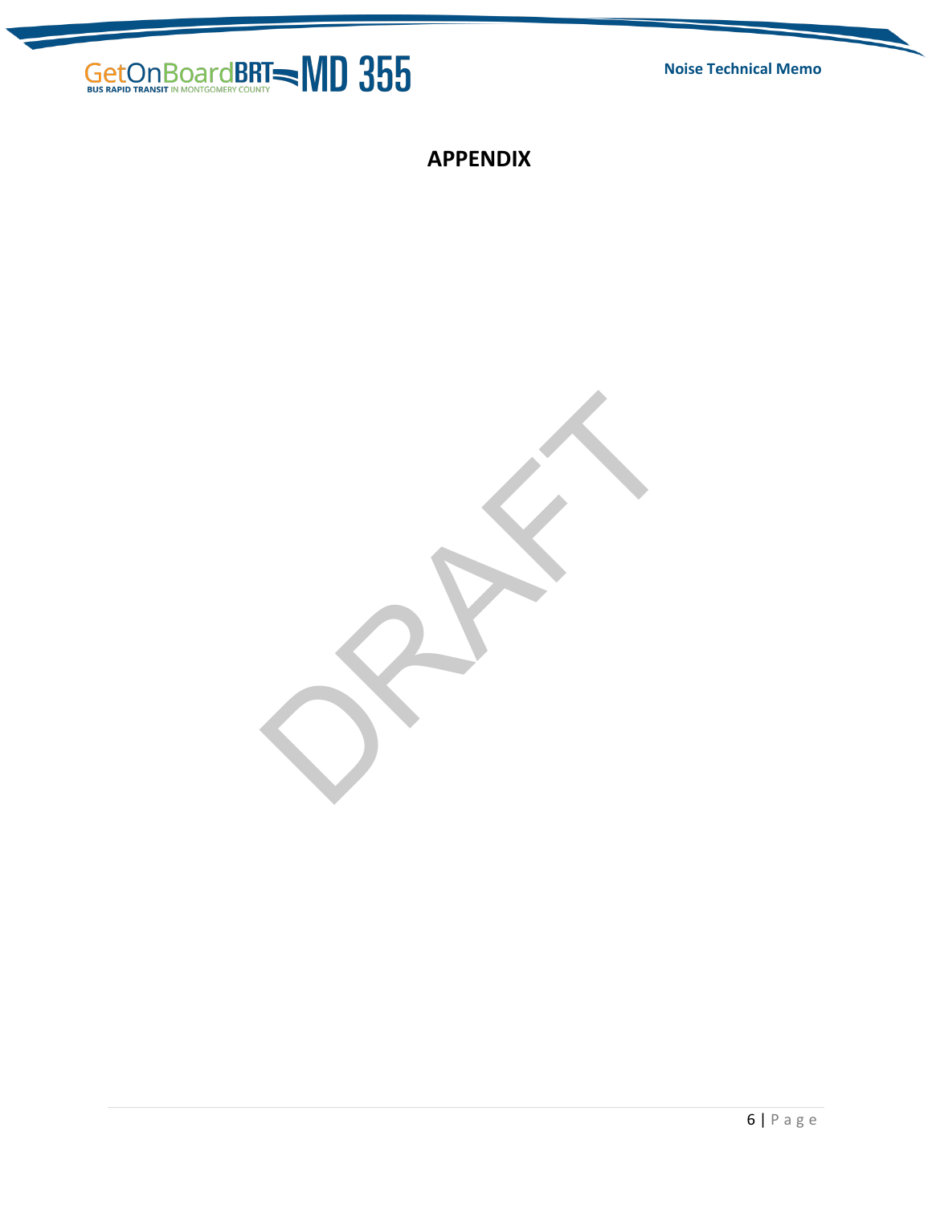# APPENDIX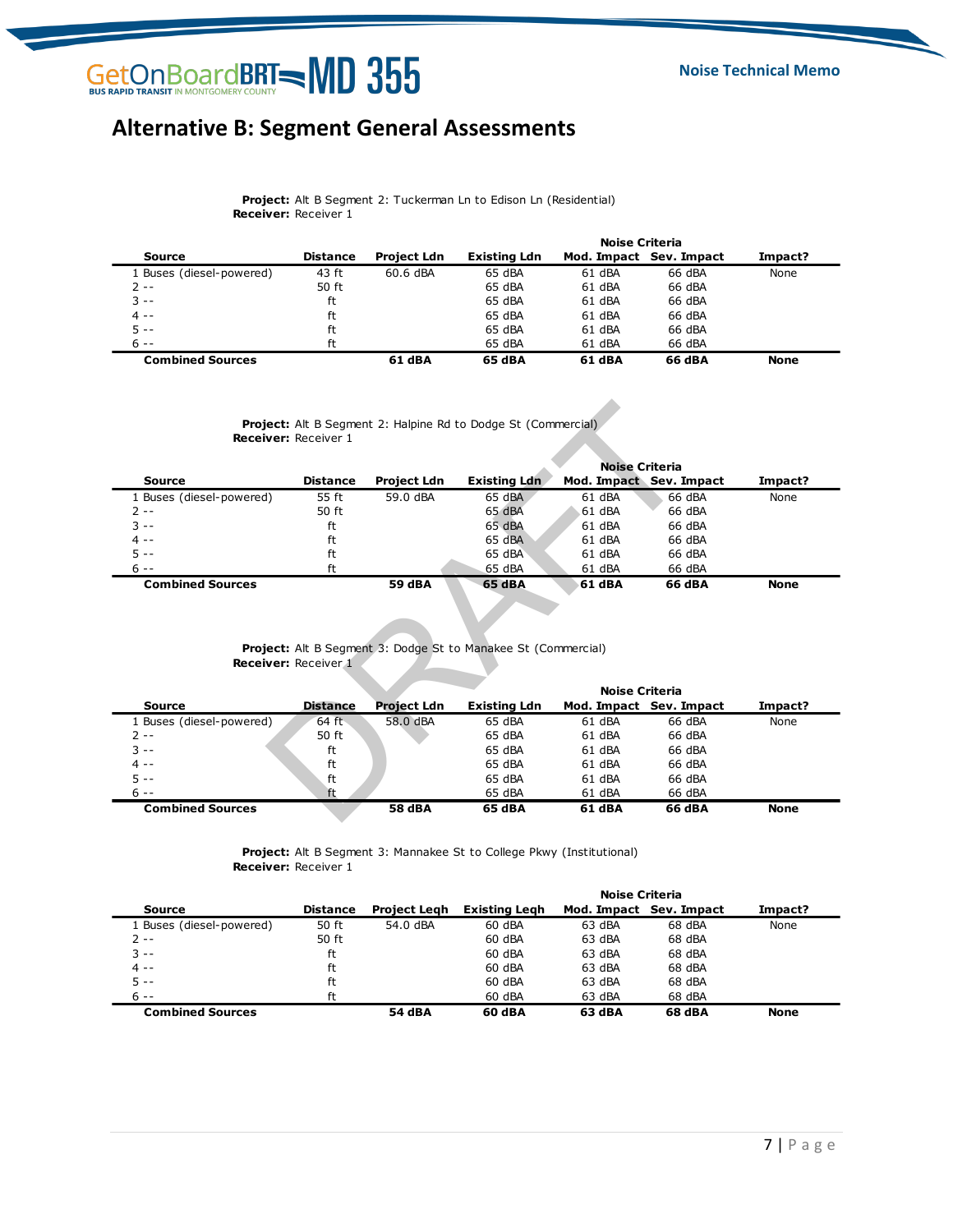## Alternative B: Segment General Assessments

**Project:** Alt B Segment 2: Tuckerman Ln to Edison Ln (Residential)
**Receiver:** Receiver 1

| Source | Distance | Project Ldn | Existing Ldn | Noise Criteria Mod. Impact | Noise Criteria Sev. Impact | Impact? |
|---|---|---|---|---|---|---|
| 1 Buses (diesel-powered) | 43 ft | 60.6 dBA | 65 dBA | 61 dBA | 66 dBA | None |
| 2 -- | 50 ft | | 65 dBA | 61 dBA | 66 dBA | |
| 3 -- | ft | | 65 dBA | 61 dBA | 66 dBA | |
| 4 -- | ft | | 65 dBA | 61 dBA | 66 dBA | |
| 5 -- | ft | | 65 dBA | 61 dBA | 66 dBA | |
| 6 -- | ft | | 65 dBA | 61 dBA | 66 dBA | |
| **Combined Sources** | | **61 dBA** | **65 dBA** | **61 dBA** | **66 dBA** | **None** |

**Project:** Alt B Segment 2: Halpine Rd to Dodge St (Commercial)
**Receiver:** Receiver 1

| Source | Distance | Project Ldn | Existing Ldn | Noise Criteria Mod. Impact | Noise Criteria Sev. Impact | Impact? |
|---|---|---|---|---|---|---|
| 1 Buses (diesel-powered) | 55 ft | 59.0 dBA | 65 dBA | 61 dBA | 66 dBA | None |
| 2 -- | 50 ft | | 65 dBA | 61 dBA | 66 dBA | |
| 3 -- | ft | | 65 dBA | 61 dBA | 66 dBA | |
| 4 -- | ft | | 65 dBA | 61 dBA | 66 dBA | |
| 5 -- | ft | | 65 dBA | 61 dBA | 66 dBA | |
| 6 -- | ft | | 65 dBA | 61 dBA | 66 dBA | |
| **Combined Sources** | | **59 dBA** | **65 dBA** | **61 dBA** | **66 dBA** | **None** |

**Project:** Alt B Segment 3: Dodge St to Manakee St (Commercial)
**Receiver:** Receiver 1

| Source | Distance | Project Ldn | Existing Ldn | Noise Criteria Mod. Impact | Noise Criteria Sev. Impact | Impact? |
|---|---|---|---|---|---|---|
| 1 Buses (diesel-powered) | 64 ft | 58.0 dBA | 65 dBA | 61 dBA | 66 dBA | None |
| 2 -- | 50 ft | | 65 dBA | 61 dBA | 66 dBA | |
| 3 -- | ft | | 65 dBA | 61 dBA | 66 dBA | |
| 4 -- | ft | | 65 dBA | 61 dBA | 66 dBA | |
| 5 -- | ft | | 65 dBA | 61 dBA | 66 dBA | |
| 6 -- | ft | | 65 dBA | 61 dBA | 66 dBA | |
| **Combined Sources** | | **58 dBA** | **65 dBA** | **61 dBA** | **66 dBA** | **None** |

**Project:** Alt B Segment 3: Mannakee St to College Pkwy (Institutional)
**Receiver:** Receiver 1

| Source | Distance | Project Leqh | Existing Leqh | Noise Criteria Mod. Impact | Noise Criteria Sev. Impact | Impact? |
|---|---|---|---|---|---|---|
| 1 Buses (diesel-powered) | 50 ft | 54.0 dBA | 60 dBA | 63 dBA | 68 dBA | None |
| 2 -- | 50 ft | | 60 dBA | 63 dBA | 68 dBA | |
| 3 -- | ft | | 60 dBA | 63 dBA | 68 dBA | |
| 4 -- | ft | | 60 dBA | 63 dBA | 68 dBA | |
| 5 -- | ft | | 60 dBA | 63 dBA | 68 dBA | |
| 6 -- | ft | | 60 dBA | 63 dBA | 68 dBA | |
| **Combined Sources** | | **54 dBA** | **60 dBA** | **63 dBA** | **68 dBA** | **None** |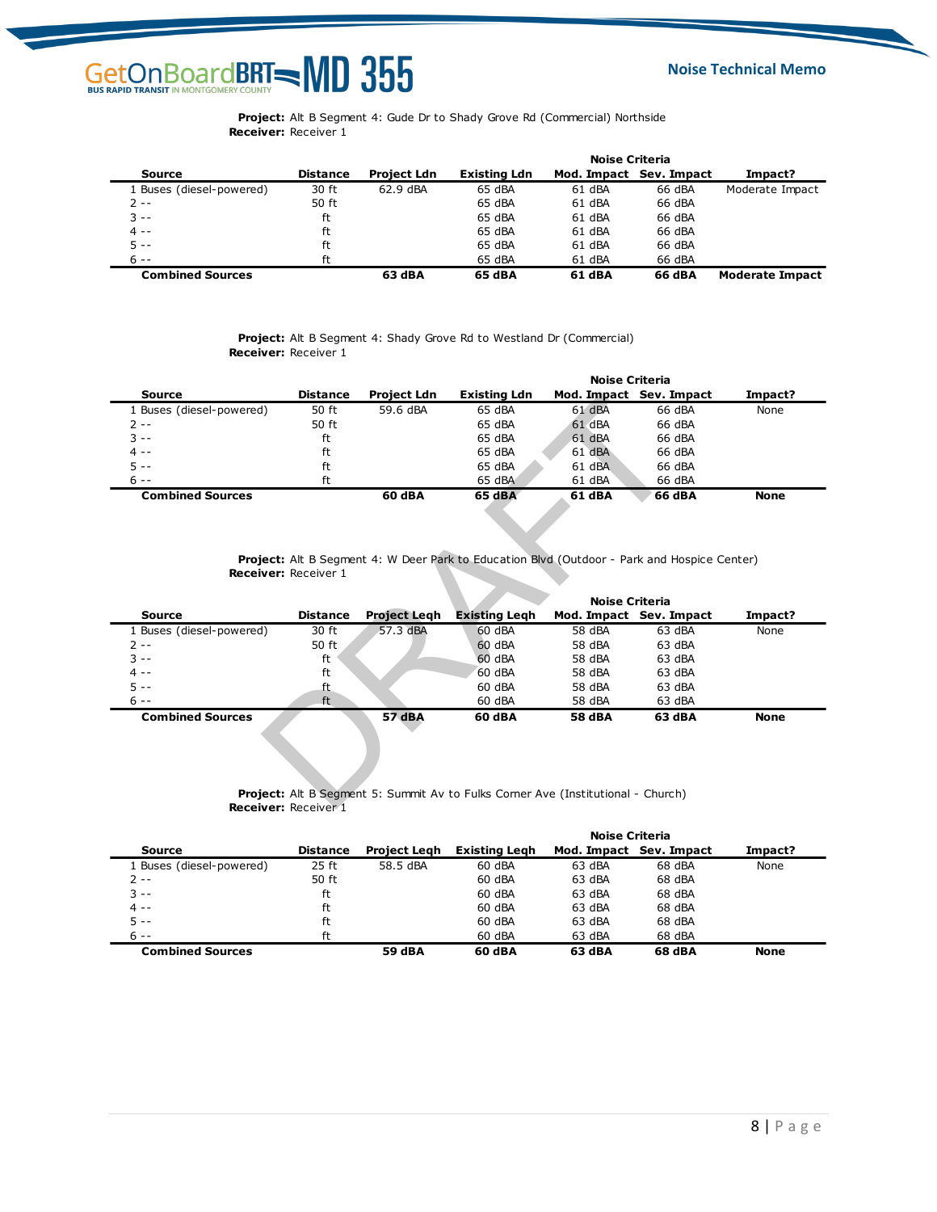**Project:** Alt B Segment 4: Gude Dr to Shady Grove Rd (Commercial) Northside
**Receiver:** Receiver 1

| | | | | Noise Criteria | | |
|---|---|---|---|---|---|---|
| Source | Distance | Project Ldn | Existing Ldn | Mod. Impact | Sev. Impact | Impact? |
| 1 Buses (diesel-powered) | 30 ft | 62.9 dBA | 65 dBA | 61 dBA | 66 dBA | Moderate Impact |
| 2 -- | 50 ft | | 65 dBA | 61 dBA | 66 dBA | |
| 3 -- | ft | | 65 dBA | 61 dBA | 66 dBA | |
| 4 -- | ft | | 65 dBA | 61 dBA | 66 dBA | |
| 5 -- | ft | | 65 dBA | 61 dBA | 66 dBA | |
| 6 -- | ft | | 65 dBA | 61 dBA | 66 dBA | |
| **Combined Sources** | | **63 dBA** | **65 dBA** | **61 dBA** | **66 dBA** | **Moderate Impact** |

**Project:** Alt B Segment 4: Shady Grove Rd to Westland Dr (Commercial)
**Receiver:** Receiver 1

| | | | | Noise Criteria | | |
|---|---|---|---|---|---|---|
| Source | Distance | Project Ldn | Existing Ldn | Mod. Impact | Sev. Impact | Impact? |
| 1 Buses (diesel-powered) | 50 ft | 59.6 dBA | 65 dBA | 61 dBA | 66 dBA | None |
| 2 -- | 50 ft | | 65 dBA | 61 dBA | 66 dBA | |
| 3 -- | ft | | 65 dBA | 61 dBA | 66 dBA | |
| 4 -- | ft | | 65 dBA | 61 dBA | 66 dBA | |
| 5 -- | ft | | 65 dBA | 61 dBA | 66 dBA | |
| 6 -- | ft | | 65 dBA | 61 dBA | 66 dBA | |
| **Combined Sources** | | **60 dBA** | **65 dBA** | **61 dBA** | **66 dBA** | **None** |

**Project:** Alt B Segment 4: W Deer Park to Education Blvd (Outdoor - Park and Hospice Center)
**Receiver:** Receiver 1

| | | | | Noise Criteria | | |
|---|---|---|---|---|---|---|
| Source | Distance | Project Leqh | Existing Leqh | Mod. Impact | Sev. Impact | Impact? |
| 1 Buses (diesel-powered) | 30 ft | 57.3 dBA | 60 dBA | 58 dBA | 63 dBA | None |
| 2 -- | 50 ft | | 60 dBA | 58 dBA | 63 dBA | |
| 3 -- | ft | | 60 dBA | 58 dBA | 63 dBA | |
| 4 -- | ft | | 60 dBA | 58 dBA | 63 dBA | |
| 5 -- | ft | | 60 dBA | 58 dBA | 63 dBA | |
| 6 -- | ft | | 60 dBA | 58 dBA | 63 dBA | |
| **Combined Sources** | | **57 dBA** | **60 dBA** | **58 dBA** | **63 dBA** | **None** |

**Project:** Alt B Segment 5: Summit Av to Fulks Corner Ave (Institutional - Church)
**Receiver:** Receiver 1

| | | | | Noise Criteria | | |
|---|---|---|---|---|---|---|
| Source | Distance | Project Leqh | Existing Leqh | Mod. Impact | Sev. Impact | Impact? |
| 1 Buses (diesel-powered) | 25 ft | 58.5 dBA | 60 dBA | 63 dBA | 68 dBA | None |
| 2 -- | 50 ft | | 60 dBA | 63 dBA | 68 dBA | |
| 3 -- | ft | | 60 dBA | 63 dBA | 68 dBA | |
| 4 -- | ft | | 60 dBA | 63 dBA | 68 dBA | |
| 5 -- | ft | | 60 dBA | 63 dBA | 68 dBA | |
| 6 -- | ft | | 60 dBA | 63 dBA | 68 dBA | |
| **Combined Sources** | | **59 dBA** | **60 dBA** | **63 dBA** | **68 dBA** | **None** |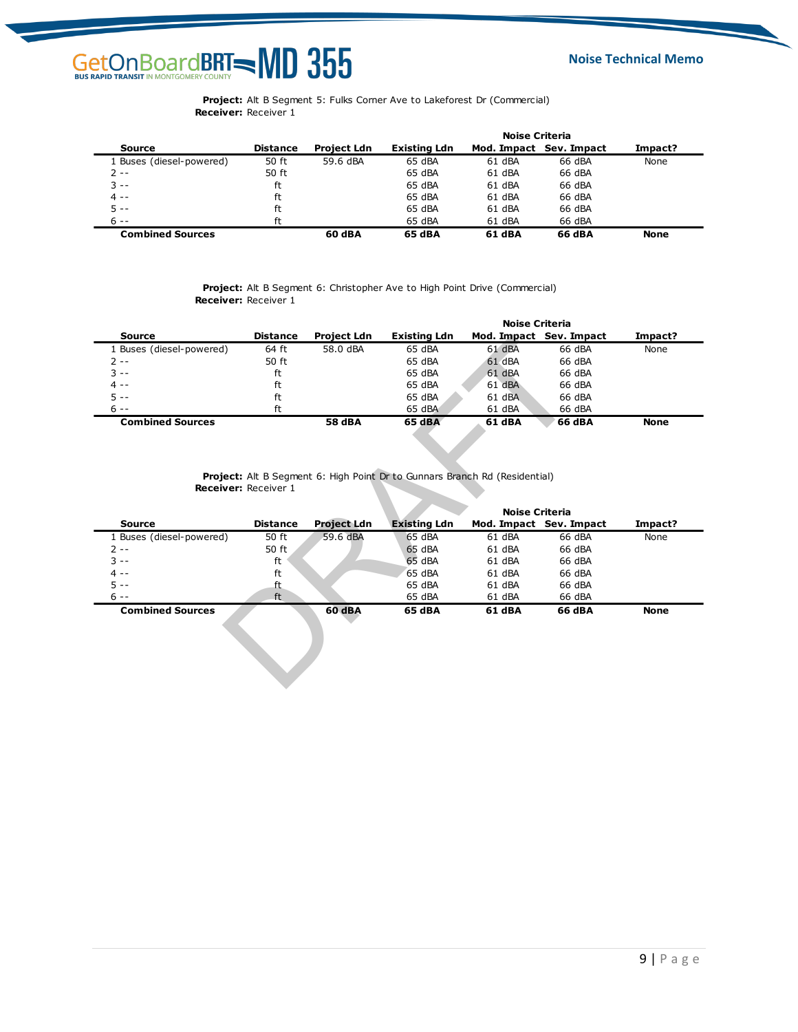**Project:** Alt B Segment 5: Fulks Corner Ave to Lakeforest Dr (Commercial)
**Receiver:** Receiver 1

| | | | | Noise Criteria | | |
|---|---|---|---|---|---|---|
| **Source** | **Distance** | **Project Ldn** | **Existing Ldn** | **Mod. Impact** | **Sev. Impact** | **Impact?** |
| 1 Buses (diesel-powered) | 50 ft | 59.6 dBA | 65 dBA | 61 dBA | 66 dBA | None |
| 2 -- | 50 ft | | 65 dBA | 61 dBA | 66 dBA | |
| 3 -- | ft | | 65 dBA | 61 dBA | 66 dBA | |
| 4 -- | ft | | 65 dBA | 61 dBA | 66 dBA | |
| 5 -- | ft | | 65 dBA | 61 dBA | 66 dBA | |
| 6 -- | ft | | 65 dBA | 61 dBA | 66 dBA | |
| **Combined Sources** | | **60 dBA** | **65 dBA** | **61 dBA** | **66 dBA** | **None** |

**Project:** Alt B Segment 6: Christopher Ave to High Point Drive (Commercial)
**Receiver:** Receiver 1

| | | | | Noise Criteria | | |
|---|---|---|---|---|---|---|
| **Source** | **Distance** | **Project Ldn** | **Existing Ldn** | **Mod. Impact** | **Sev. Impact** | **Impact?** |
| 1 Buses (diesel-powered) | 64 ft | 58.0 dBA | 65 dBA | 61 dBA | 66 dBA | None |
| 2 -- | 50 ft | | 65 dBA | 61 dBA | 66 dBA | |
| 3 -- | ft | | 65 dBA | 61 dBA | 66 dBA | |
| 4 -- | ft | | 65 dBA | 61 dBA | 66 dBA | |
| 5 -- | ft | | 65 dBA | 61 dBA | 66 dBA | |
| 6 -- | ft | | 65 dBA | 61 dBA | 66 dBA | |
| **Combined Sources** | | **58 dBA** | **65 dBA** | **61 dBA** | **66 dBA** | **None** |

**Project:** Alt B Segment 6: High Point Dr to Gunnars Branch Rd (Residential)
**Receiver:** Receiver 1

| | | | | Noise Criteria | | |
|---|---|---|---|---|---|---|
| **Source** | **Distance** | **Project Ldn** | **Existing Ldn** | **Mod. Impact** | **Sev. Impact** | **Impact?** |
| 1 Buses (diesel-powered) | 50 ft | 59.6 dBA | 65 dBA | 61 dBA | 66 dBA | None |
| 2 -- | 50 ft | | 65 dBA | 61 dBA | 66 dBA | |
| 3 -- | ft | | 65 dBA | 61 dBA | 66 dBA | |
| 4 -- | ft | | 65 dBA | 61 dBA | 66 dBA | |
| 5 -- | ft | | 65 dBA | 61 dBA | 66 dBA | |
| 6 -- | ft | | 65 dBA | 61 dBA | 66 dBA | |
| **Combined Sources** | | **60 dBA** | **65 dBA** | **61 dBA** | **66 dBA** | **None** |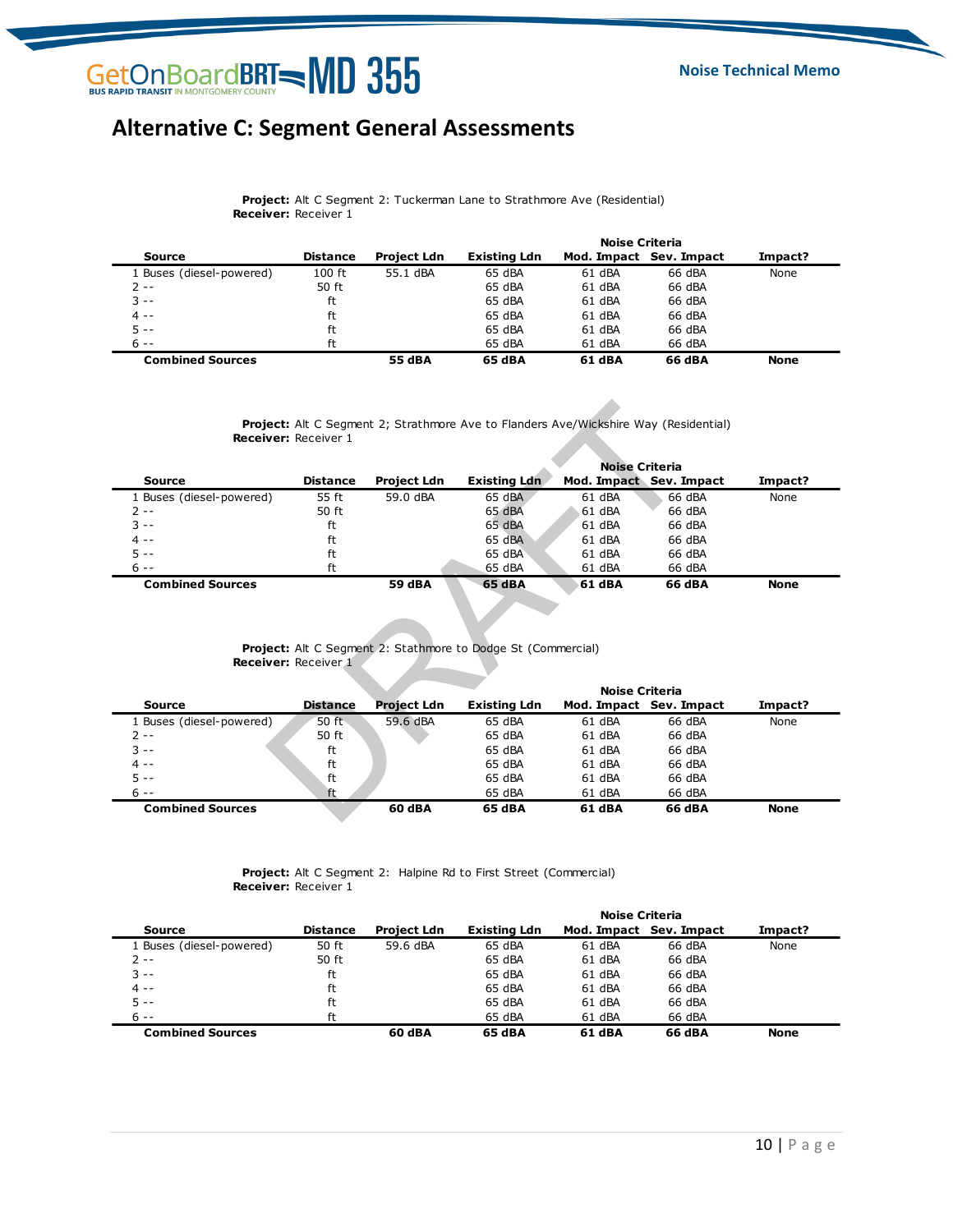## Alternative C: Segment General Assessments

**Project:** Alt C Segment 2: Tuckerman Lane to Strathmore Ave (Residential)
**Receiver:** Receiver 1

| Source | Distance | Project Ldn | Existing Ldn | Noise Criteria Mod. Impact | Noise Criteria Sev. Impact | Impact? |
|---|---|---|---|---|---|---|
| 1 Buses (diesel-powered) | 100 ft | 55.1 dBA | 65 dBA | 61 dBA | 66 dBA | None |
| 2 -- | 50 ft | | 65 dBA | 61 dBA | 66 dBA | |
| 3 -- | ft | | 65 dBA | 61 dBA | 66 dBA | |
| 4 -- | ft | | 65 dBA | 61 dBA | 66 dBA | |
| 5 -- | ft | | 65 dBA | 61 dBA | 66 dBA | |
| 6 -- | ft | | 65 dBA | 61 dBA | 66 dBA | |
| **Combined Sources** | | **55 dBA** | **65 dBA** | **61 dBA** | **66 dBA** | **None** |

**Project:** Alt C Segment 2; Strathmore Ave to Flanders Ave/Wickshire Way (Residential)
**Receiver:** Receiver 1

| Source | Distance | Project Ldn | Existing Ldn | Noise Criteria Mod. Impact | Noise Criteria Sev. Impact | Impact? |
|---|---|---|---|---|---|---|
| 1 Buses (diesel-powered) | 55 ft | 59.0 dBA | 65 dBA | 61 dBA | 66 dBA | None |
| 2 -- | 50 ft | | 65 dBA | 61 dBA | 66 dBA | |
| 3 -- | ft | | 65 dBA | 61 dBA | 66 dBA | |
| 4 -- | ft | | 65 dBA | 61 dBA | 66 dBA | |
| 5 -- | ft | | 65 dBA | 61 dBA | 66 dBA | |
| 6 -- | ft | | 65 dBA | 61 dBA | 66 dBA | |
| **Combined Sources** | | **59 dBA** | **65 dBA** | **61 dBA** | **66 dBA** | **None** |

**Project:** Alt C Segment 2: Stathmore to Dodge St (Commercial)
**Receiver:** Receiver 1

| Source | Distance | Project Ldn | Existing Ldn | Noise Criteria Mod. Impact | Noise Criteria Sev. Impact | Impact? |
|---|---|---|---|---|---|---|
| 1 Buses (diesel-powered) | 50 ft | 59.6 dBA | 65 dBA | 61 dBA | 66 dBA | None |
| 2 -- | 50 ft | | 65 dBA | 61 dBA | 66 dBA | |
| 3 -- | ft | | 65 dBA | 61 dBA | 66 dBA | |
| 4 -- | ft | | 65 dBA | 61 dBA | 66 dBA | |
| 5 -- | ft | | 65 dBA | 61 dBA | 66 dBA | |
| 6 -- | ft | | 65 dBA | 61 dBA | 66 dBA | |
| **Combined Sources** | | **60 dBA** | **65 dBA** | **61 dBA** | **66 dBA** | **None** |

**Project:** Alt C Segment 2: Halpine Rd to First Street (Commercial)
**Receiver:** Receiver 1

| Source | Distance | Project Ldn | Existing Ldn | Noise Criteria Mod. Impact | Noise Criteria Sev. Impact | Impact? |
|---|---|---|---|---|---|---|
| 1 Buses (diesel-powered) | 50 ft | 59.6 dBA | 65 dBA | 61 dBA | 66 dBA | None |
| 2 -- | 50 ft | | 65 dBA | 61 dBA | 66 dBA | |
| 3 -- | ft | | 65 dBA | 61 dBA | 66 dBA | |
| 4 -- | ft | | 65 dBA | 61 dBA | 66 dBA | |
| 5 -- | ft | | 65 dBA | 61 dBA | 66 dBA | |
| 6 -- | ft | | 65 dBA | 61 dBA | 66 dBA | |
| **Combined Sources** | | **60 dBA** | **65 dBA** | **61 dBA** | **66 dBA** | **None** |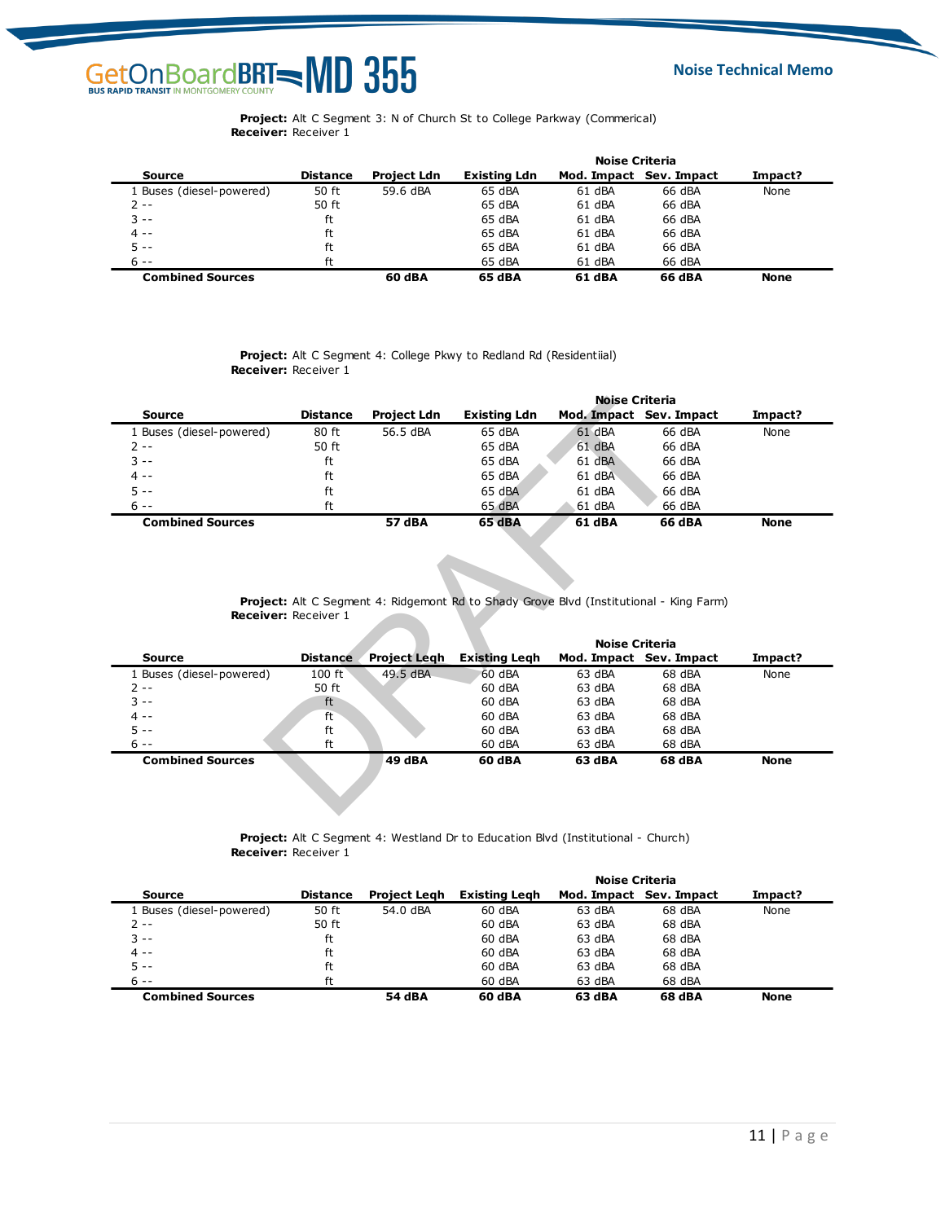**Project:** Alt C Segment 3: N of Church St to College Parkway (Commerical)
**Receiver:** Receiver 1

| Source | Distance | Project Ldn | Existing Ldn | Noise Criteria Mod. Impact | Noise Criteria Sev. Impact | Impact? |
|---|---|---|---|---|---|---|
| 1 Buses (diesel-powered) | 50 ft | 59.6 dBA | 65 dBA | 61 dBA | 66 dBA | None |
| 2 -- | 50 ft | | 65 dBA | 61 dBA | 66 dBA | |
| 3 -- | ft | | 65 dBA | 61 dBA | 66 dBA | |
| 4 -- | ft | | 65 dBA | 61 dBA | 66 dBA | |
| 5 -- | ft | | 65 dBA | 61 dBA | 66 dBA | |
| 6 -- | ft | | 65 dBA | 61 dBA | 66 dBA | |
| **Combined Sources** | | **60 dBA** | **65 dBA** | **61 dBA** | **66 dBA** | **None** |

**Project:** Alt C Segment 4: College Pkwy to Redland Rd (Residentiial)
**Receiver:** Receiver 1

| Source | Distance | Project Ldn | Existing Ldn | Noise Criteria Mod. Impact | Noise Criteria Sev. Impact | Impact? |
|---|---|---|---|---|---|---|
| 1 Buses (diesel-powered) | 80 ft | 56.5 dBA | 65 dBA | 61 dBA | 66 dBA | None |
| 2 -- | 50 ft | | 65 dBA | 61 dBA | 66 dBA | |
| 3 -- | ft | | 65 dBA | 61 dBA | 66 dBA | |
| 4 -- | ft | | 65 dBA | 61 dBA | 66 dBA | |
| 5 -- | ft | | 65 dBA | 61 dBA | 66 dBA | |
| 6 -- | ft | | 65 dBA | 61 dBA | 66 dBA | |
| **Combined Sources** | | **57 dBA** | **65 dBA** | **61 dBA** | **66 dBA** | **None** |

**Project:** Alt C Segment 4: Ridgemont Rd to Shady Grove Blvd (Institutional - King Farm)
**Receiver:** Receiver 1

| Source | Distance | Project Leqh | Existing Leqh | Noise Criteria Mod. Impact | Noise Criteria Sev. Impact | Impact? |
|---|---|---|---|---|---|---|
| 1 Buses (diesel-powered) | 100 ft | 49.5 dBA | 60 dBA | 63 dBA | 68 dBA | None |
| 2 -- | 50 ft | | 60 dBA | 63 dBA | 68 dBA | |
| 3 -- | ft | | 60 dBA | 63 dBA | 68 dBA | |
| 4 -- | ft | | 60 dBA | 63 dBA | 68 dBA | |
| 5 -- | ft | | 60 dBA | 63 dBA | 68 dBA | |
| 6 -- | ft | | 60 dBA | 63 dBA | 68 dBA | |
| **Combined Sources** | | **49 dBA** | **60 dBA** | **63 dBA** | **68 dBA** | **None** |

**Project:** Alt C Segment 4: Westland Dr to Education Blvd (Institutional - Church)
**Receiver:** Receiver 1

| Source | Distance | Project Leqh | Existing Leqh | Noise Criteria Mod. Impact | Noise Criteria Sev. Impact | Impact? |
|---|---|---|---|---|---|---|
| 1 Buses (diesel-powered) | 50 ft | 54.0 dBA | 60 dBA | 63 dBA | 68 dBA | None |
| 2 -- | 50 ft | | 60 dBA | 63 dBA | 68 dBA | |
| 3 -- | ft | | 60 dBA | 63 dBA | 68 dBA | |
| 4 -- | ft | | 60 dBA | 63 dBA | 68 dBA | |
| 5 -- | ft | | 60 dBA | 63 dBA | 68 dBA | |
| 6 -- | ft | | 60 dBA | 63 dBA | 68 dBA | |
| **Combined Sources** | | **54 dBA** | **60 dBA** | **63 dBA** | **68 dBA** | **None** |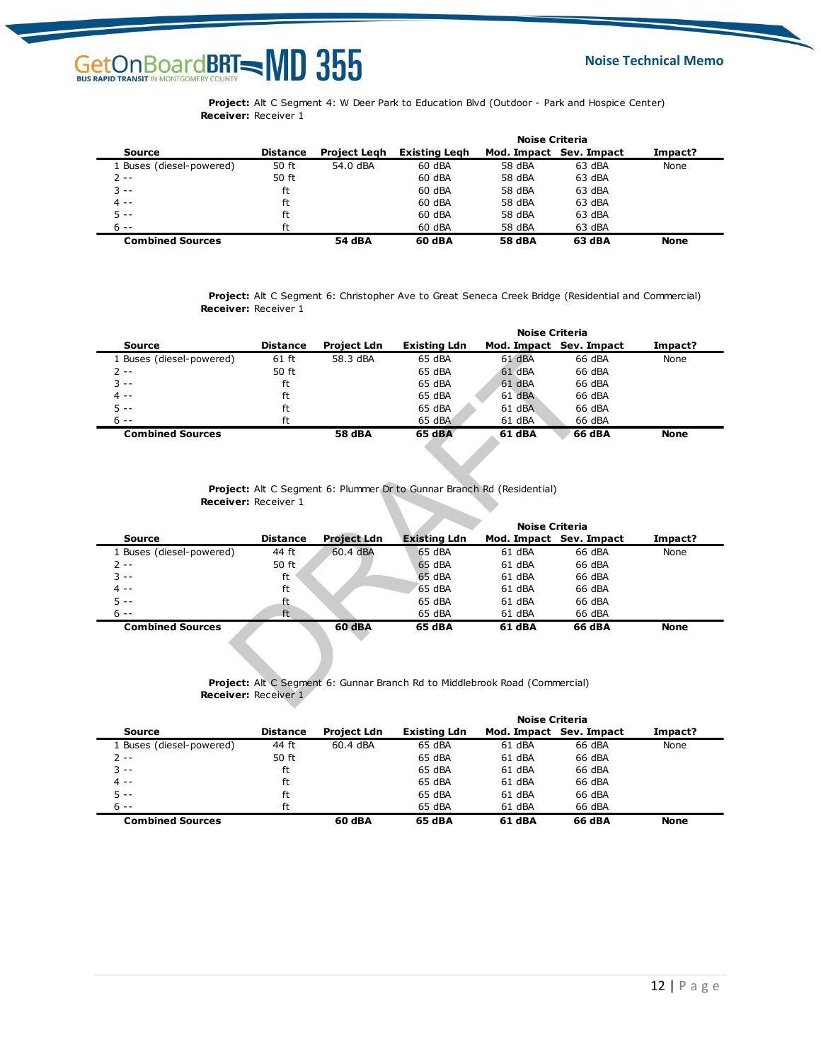**Project:** Alt C Segment 4: W Deer Park to Education Blvd (Outdoor - Park and Hospice Center)
**Receiver:** Receiver 1

| Source | Distance | Project Leqh | Existing Leqh | Noise Criteria Mod. Impact | Sev. Impact | Impact? |
|---|---|---|---|---|---|---|
| 1 Buses (diesel-powered) | 50 ft | 54.0 dBA | 60 dBA | 58 dBA | 63 dBA | None |
| 2 -- | 50 ft | | 60 dBA | 58 dBA | 63 dBA | |
| 3 -- | ft | | 60 dBA | 58 dBA | 63 dBA | |
| 4 -- | ft | | 60 dBA | 58 dBA | 63 dBA | |
| 5 -- | ft | | 60 dBA | 58 dBA | 63 dBA | |
| 6 -- | ft | | 60 dBA | 58 dBA | 63 dBA | |
| **Combined Sources** | | **54 dBA** | **60 dBA** | **58 dBA** | **63 dBA** | **None** |

**Project:** Alt C Segment 6: Christopher Ave to Great Seneca Creek Bridge (Residential and Commercial)
**Receiver:** Receiver 1

| Source | Distance | Project Ldn | Existing Ldn | Noise Criteria Mod. Impact | Sev. Impact | Impact? |
|---|---|---|---|---|---|---|
| 1 Buses (diesel-powered) | 61 ft | 58.3 dBA | 65 dBA | 61 dBA | 66 dBA | None |
| 2 -- | 50 ft | | 65 dBA | 61 dBA | 66 dBA | |
| 3 -- | ft | | 65 dBA | 61 dBA | 66 dBA | |
| 4 -- | ft | | 65 dBA | 61 dBA | 66 dBA | |
| 5 -- | ft | | 65 dBA | 61 dBA | 66 dBA | |
| 6 -- | ft | | 65 dBA | 61 dBA | 66 dBA | |
| **Combined Sources** | | **58 dBA** | **65 dBA** | **61 dBA** | **66 dBA** | **None** |

**Project:** Alt C Segment 6: Plummer Dr to Gunnar Branch Rd (Residential)
**Receiver:** Receiver 1

| Source | Distance | Project Ldn | Existing Ldn | Noise Criteria Mod. Impact | Sev. Impact | Impact? |
|---|---|---|---|---|---|---|
| 1 Buses (diesel-powered) | 44 ft | 60.4 dBA | 65 dBA | 61 dBA | 66 dBA | None |
| 2 -- | 50 ft | | 65 dBA | 61 dBA | 66 dBA | |
| 3 -- | ft | | 65 dBA | 61 dBA | 66 dBA | |
| 4 -- | ft | | 65 dBA | 61 dBA | 66 dBA | |
| 5 -- | ft | | 65 dBA | 61 dBA | 66 dBA | |
| 6 -- | ft | | 65 dBA | 61 dBA | 66 dBA | |
| **Combined Sources** | | **60 dBA** | **65 dBA** | **61 dBA** | **66 dBA** | **None** |

**Project:** Alt C Segment 6: Gunnar Branch Rd to Middlebrook Road (Commercial)
**Receiver:** Receiver 1

| Source | Distance | Project Ldn | Existing Ldn | Noise Criteria Mod. Impact | Sev. Impact | Impact? |
|---|---|---|---|---|---|---|
| 1 Buses (diesel-powered) | 44 ft | 60.4 dBA | 65 dBA | 61 dBA | 66 dBA | None |
| 2 -- | 50 ft | | 65 dBA | 61 dBA | 66 dBA | |
| 3 -- | ft | | 65 dBA | 61 dBA | 66 dBA | |
| 4 -- | ft | | 65 dBA | 61 dBA | 66 dBA | |
| 5 -- | ft | | 65 dBA | 61 dBA | 66 dBA | |
| 6 -- | ft | | 65 dBA | 61 dBA | 66 dBA | |
| **Combined Sources** | | **60 dBA** | **65 dBA** | **61 dBA** | **66 dBA** | **None** |